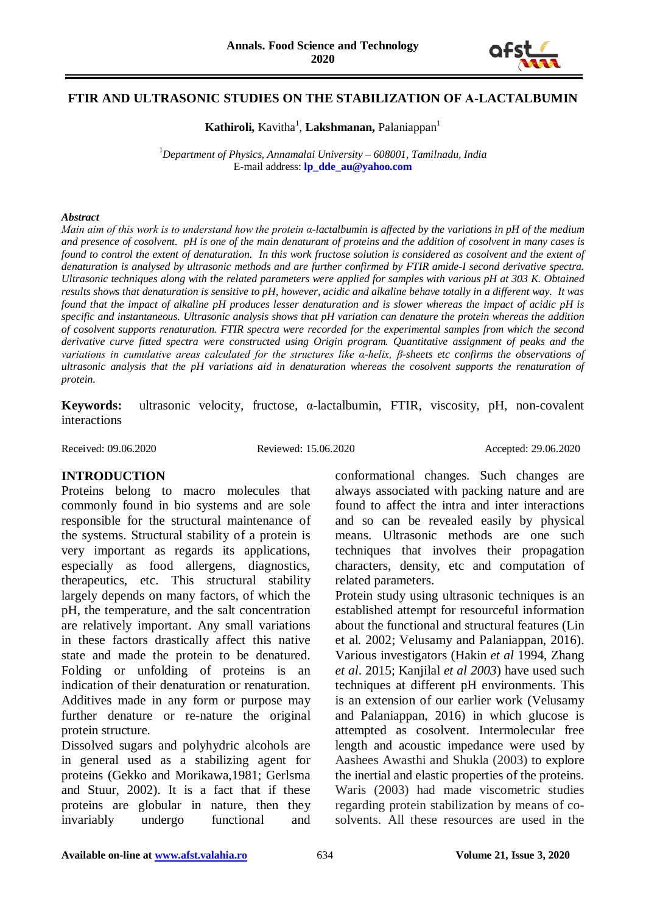# FTIR AND ULTRASONIC STUDIES ON THE STABILIZATION OF A-LACTALBUMIN

**Kathiroli,** Kavitha[1], **Lakshmanan,** Palaniappan[1]

[1]*Department of Physics, Annamalai University – 608001, Tamilnadu, India*
E-mail address: **lp_dde_au@yahoo.com**

***Abstract***

*Main aim of this work is to understand how the protein α-lactalbumin is affected by the variations in pH of the medium and presence of cosolvent. pH is one of the main denaturant of proteins and the addition of cosolvent in many cases is found to control the extent of denaturation. In this work fructose solution is considered as cosolvent and the extent of denaturation is analysed by ultrasonic methods and are further confirmed by FTIR amide-I second derivative spectra. Ultrasonic techniques along with the related parameters were applied for samples with various pH at 303 K. Obtained results shows that denaturation is sensitive to pH, however, acidic and alkaline behave totally in a different way. It was found that the impact of alkaline pH produces lesser denaturation and is slower whereas the impact of acidic pH is specific and instantaneous. Ultrasonic analysis shows that pH variation can denature the protein whereas the addition of cosolvent supports renaturation. FTIR spectra were recorded for the experimental samples from which the second derivative curve fitted spectra were constructed using Origin program. Quantitative assignment of peaks and the variations in cumulative areas calculated for the structures like α-helix, β-sheets etc confirms the observations of ultrasonic analysis that the pH variations aid in denaturation whereas the cosolvent supports the renaturation of protein.*

**Keywords:** ultrasonic velocity, fructose, α-lactalbumin, FTIR, viscosity, pH, non-covalent interactions

Received: 09.06.2020 Reviewed: 15.06.2020 Accepted: 29.06.2020

## INTRODUCTION

Proteins belong to macro molecules that commonly found in bio systems and are sole responsible for the structural maintenance of the systems. Structural stability of a protein is very important as regards its applications, especially as food allergens, diagnostics, therapeutics, etc. This structural stability largely depends on many factors, of which the pH, the temperature, and the salt concentration are relatively important. Any small variations in these factors drastically affect this native state and made the protein to be denatured. Folding or unfolding of proteins is an indication of their denaturation or renaturation. Additives made in any form or purpose may further denature or re-nature the original protein structure.

Dissolved sugars and polyhydric alcohols are in general used as a stabilizing agent for proteins (Gekko and Morikawa,1981; Gerlsma and Stuur, 2002). It is a fact that if these proteins are globular in nature, then they invariably undergo functional and conformational changes. Such changes are always associated with packing nature and are found to affect the intra and inter interactions and so can be revealed easily by physical means. Ultrasonic methods are one such techniques that involves their propagation characters, density, etc and computation of related parameters.

Protein study using ultrasonic techniques is an established attempt for resourceful information about the functional and structural features (Lin et al. 2002; Velusamy and Palaniappan, 2016). Various investigators (Hakin *et al* 1994, Zhang *et al*. 2015; Kanjilal *et al 2003*) have used such techniques at different pH environments. This is an extension of our earlier work (Velusamy and Palaniappan, 2016) in which glucose is attempted as cosolvent. Intermolecular free length and acoustic impedance were used by Aashees Awasthi and Shukla (2003) to explore the inertial and elastic properties of the proteins. Waris (2003) had made viscometric studies regarding protein stabilization by means of co-solvents. All these resources are used in the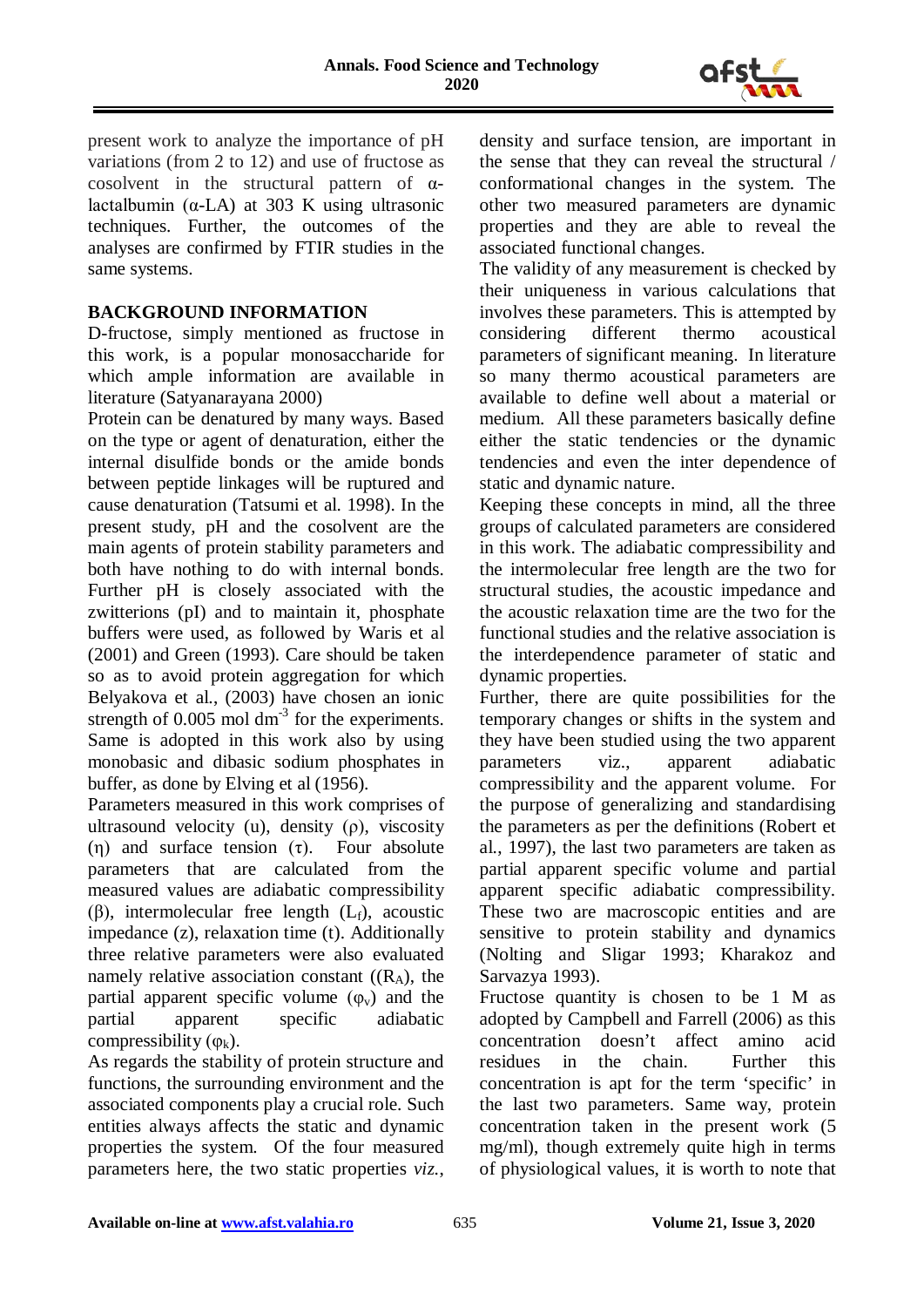present work to analyze the importance of pH variations (from 2 to 12) and use of fructose as cosolvent in the structural pattern of α-lactalbumin (α-LA) at 303 K using ultrasonic techniques. Further, the outcomes of the analyses are confirmed by FTIR studies in the same systems.

## BACKGROUND INFORMATION

D-fructose, simply mentioned as fructose in this work, is a popular monosaccharide for which ample information are available in literature (Satyanarayana 2000)

Protein can be denatured by many ways. Based on the type or agent of denaturation, either the internal disulfide bonds or the amide bonds between peptide linkages will be ruptured and cause denaturation (Tatsumi et al. 1998). In the present study, pH and the cosolvent are the main agents of protein stability parameters and both have nothing to do with internal bonds. Further pH is closely associated with the zwitterions (pI) and to maintain it, phosphate buffers were used, as followed by Waris et al (2001) and Green (1993). Care should be taken so as to avoid protein aggregation for which Belyakova et al., (2003) have chosen an ionic strength of 0.005 mol $dm^{-3}$ for the experiments. Same is adopted in this work also by using monobasic and dibasic sodium phosphates in buffer, as done by Elving et al (1956).

Parameters measured in this work comprises of ultrasound velocity (u), density (ρ), viscosity (η) and surface tension (τ). Four absolute parameters that are calculated from the measured values are adiabatic compressibility (β), intermolecular free length ($L_f$), acoustic impedance (z), relaxation time (t). Additionally three relative parameters were also evaluated namely relative association constant (($R_A$), the partial apparent specific volume ($\varphi_v$) and the partial apparent specific adiabatic compressibility ($\varphi_k$).

As regards the stability of protein structure and functions, the surrounding environment and the associated components play a crucial role. Such entities always affects the static and dynamic properties the system. Of the four measured parameters here, the two static properties *viz.*, density and surface tension, are important in the sense that they can reveal the structural / conformational changes in the system. The other two measured parameters are dynamic properties and they are able to reveal the associated functional changes.

The validity of any measurement is checked by their uniqueness in various calculations that involves these parameters. This is attempted by considering different thermo acoustical parameters of significant meaning. In literature so many thermo acoustical parameters are available to define well about a material or medium. All these parameters basically define either the static tendencies or the dynamic tendencies and even the inter dependence of static and dynamic nature.

Keeping these concepts in mind, all the three groups of calculated parameters are considered in this work. The adiabatic compressibility and the intermolecular free length are the two for structural studies, the acoustic impedance and the acoustic relaxation time are the two for the functional studies and the relative association is the interdependence parameter of static and dynamic properties.

Further, there are quite possibilities for the temporary changes or shifts in the system and they have been studied using the two apparent parameters viz., apparent adiabatic compressibility and the apparent volume. For the purpose of generalizing and standardising the parameters as per the definitions (Robert et al., 1997), the last two parameters are taken as partial apparent specific volume and partial apparent specific adiabatic compressibility. These two are macroscopic entities and are sensitive to protein stability and dynamics (Nolting and Sligar 1993; Kharakoz and Sarvazya 1993).

Fructose quantity is chosen to be 1 M as adopted by Campbell and Farrell (2006) as this concentration doesn't affect amino acid residues in the chain. Further this concentration is apt for the term 'specific' in the last two parameters. Same way, protein concentration taken in the present work (5 mg/ml), though extremely quite high in terms of physiological values, it is worth to note that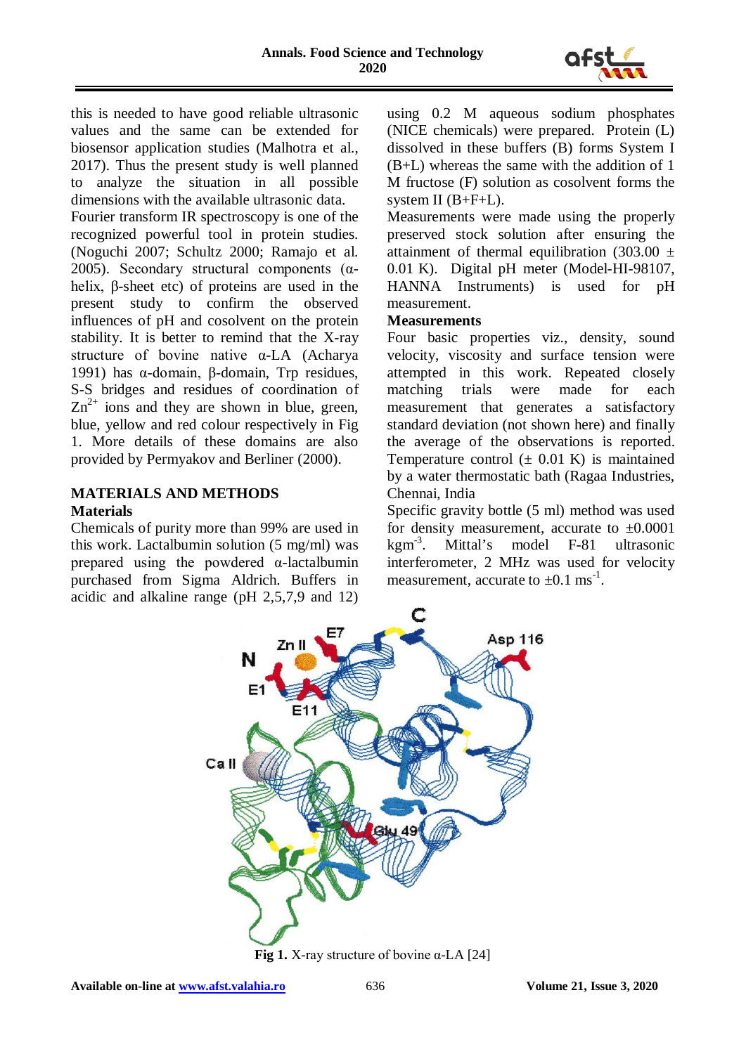this is needed to have good reliable ultrasonic values and the same can be extended for biosensor application studies (Malhotra et al., 2017). Thus the present study is well planned to analyze the situation in all possible dimensions with the available ultrasonic data.

Fourier transform IR spectroscopy is one of the recognized powerful tool in protein studies. (Noguchi 2007; Schultz 2000; Ramajo et al. 2005). Secondary structural components (α-helix, β-sheet etc) of proteins are used in the present study to confirm the observed influences of pH and cosolvent on the protein stability. It is better to remind that the X-ray structure of bovine native α-LA (Acharya 1991) has α-domain, β-domain, Trp residues, S-S bridges and residues of coordination of $Zn^{2+}$ ions and they are shown in blue, green, blue, yellow and red colour respectively in Fig 1. More details of these domains are also provided by Permyakov and Berliner (2000).

## MATERIALS AND METHODS

### Materials

Chemicals of purity more than 99% are used in this work. Lactalbumin solution (5 mg/ml) was prepared using the powdered α-lactalbumin purchased from Sigma Aldrich. Buffers in acidic and alkaline range (pH 2,5,7,9 and 12) using 0.2 M aqueous sodium phosphates (NICE chemicals) were prepared. Protein (L) dissolved in these buffers (B) forms System I (B+L) whereas the same with the addition of 1 M fructose (F) solution as cosolvent forms the system II (B+F+L).

Measurements were made using the properly preserved stock solution after ensuring the attainment of thermal equilibration (303.00 ± 0.01 K). Digital pH meter (Model-HI-98107, HANNA Instruments) is used for pH measurement.

### Measurements

Four basic properties viz., density, sound velocity, viscosity and surface tension were attempted in this work. Repeated closely matching trials were made for each measurement that generates a satisfactory standard deviation (not shown here) and finally the average of the observations is reported. Temperature control (± 0.01 K) is maintained by a water thermostatic bath (Ragaa Industries, Chennai, India

Specific gravity bottle (5 ml) method was used for density measurement, accurate to ±0.0001 $kgm^{-3}$. Mittal's model F-81 ultrasonic interferometer, 2 MHz was used for velocity measurement, accurate to ±0.1 $ms^{-1}$.

**Fig 1.** X-ray structure of bovine α-LA [24]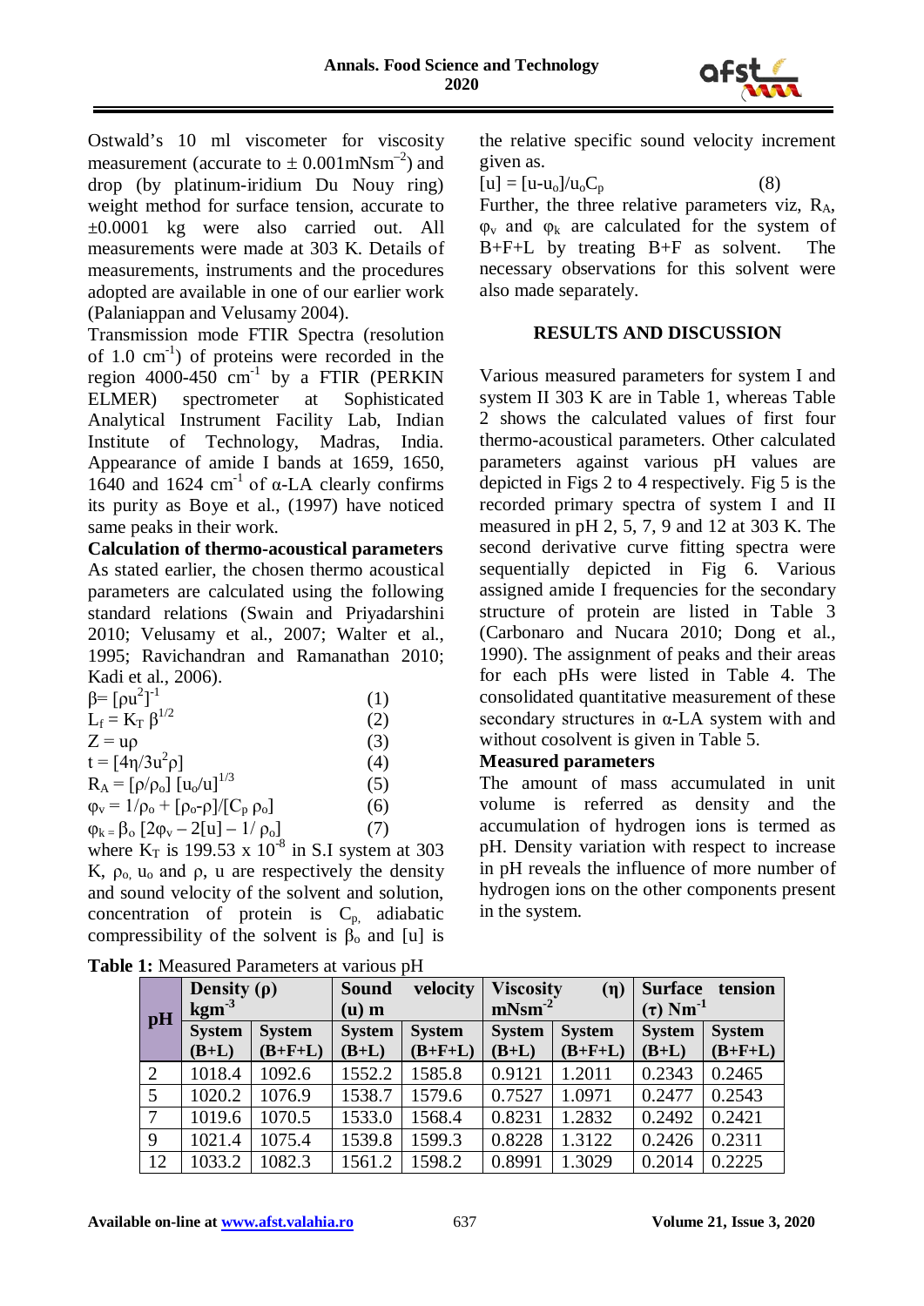Ostwald's 10 ml viscometer for viscosity measurement (accurate to $\pm$ 0.001mNsm$^{-2}$) and drop (by platinum-iridium Du Nouy ring) weight method for surface tension, accurate to $\pm$0.0001 kg were also carried out. All measurements were made at 303 K. Details of measurements, instruments and the procedures adopted are available in one of our earlier work (Palaniappan and Velusamy 2004).

Transmission mode FTIR Spectra (resolution of 1.0 cm$^{-1}$) of proteins were recorded in the region 4000-450 cm$^{-1}$ by a FTIR (PERKIN ELMER) spectrometer at Sophisticated Analytical Instrument Facility Lab, Indian Institute of Technology, Madras, India. Appearance of amide I bands at 1659, 1650, 1640 and 1624 cm$^{-1}$ of α-LA clearly confirms its purity as Boye et al., (1997) have noticed same peaks in their work.

**Calculation of thermo-acoustical parameters**

As stated earlier, the chosen thermo acoustical parameters are calculated using the following standard relations (Swain and Priyadarshini 2010; Velusamy et al., 2007; Walter et al., 1995; Ravichandran and Ramanathan 2010; Kadi et al., 2006).

$$\beta = [\rho u^2]^{-1} \quad (1)$$

$$L_f = K_T\, \beta^{1/2} \quad (2)$$

$$Z = u\rho \quad (3)$$

$$t = [4\eta/3u^2\rho] \quad (4)$$

$$R_A = [\rho/\rho_o]\,[u_o/u]^{1/3} \quad (5)$$

$$\varphi_v = 1/\rho_o + [\rho_o - \rho]/[C_p\, \rho_o] \quad (6)$$

$$\varphi_k = \beta_o\, [2\varphi_v - 2[u] - 1/\rho_o] \quad (7)$$

where $K_T$ is 199.53 x $10^{-8}$ in S.I system at 303 K, $\rho_o$, $u_o$ and $\rho$, $u$ are respectively the density and sound velocity of the solvent and solution, concentration of protein is $C_p$, adiabatic compressibility of the solvent is $\beta_o$ and $[u]$ is the relative specific sound velocity increment given as.

$$[u] = [u-u_o]/u_oC_p \quad (8)$$

Further, the three relative parameters viz, $R_A$, $\varphi_v$ and $\varphi_k$ are calculated for the system of B+F+L by treating B+F as solvent. The necessary observations for this solvent were also made separately.

## RESULTS AND DISCUSSION

Various measured parameters for system I and system II 303 K are in Table 1, whereas Table 2 shows the calculated values of first four thermo-acoustical parameters. Other calculated parameters against various pH values are depicted in Figs 2 to 4 respectively. Fig 5 is the recorded primary spectra of system I and II measured in pH 2, 5, 7, 9 and 12 at 303 K. The second derivative curve fitting spectra were sequentially depicted in Fig 6. Various assigned amide I frequencies for the secondary structure of protein are listed in Table 3 (Carbonaro and Nucara 2010; Dong et al., 1990). The assignment of peaks and their areas for each pHs were listed in Table 4. The consolidated quantitative measurement of these secondary structures in α-LA system with and without cosolvent is given in Table 5.

**Measured parameters**

The amount of mass accumulated in unit volume is referred as density and the accumulation of hydrogen ions is termed as pH. Density variation with respect to increase in pH reveals the influence of more number of hydrogen ions on the other components present in the system.

**Table 1:** Measured Parameters at various pH

| pH | Density (ρ) kgm$^{-3}$ | | Sound velocity (u) m | | Viscosity (η) mNsm$^{-2}$ | | Surface tension (τ) Nm$^{-1}$ | |
|---|---|---|---|---|---|---|---|---|
| | System (B+L) | System (B+F+L) | System (B+L) | System (B+F+L) | System (B+L) | System (B+F+L) | System (B+L) | System (B+F+L) |
| 2 | 1018.4 | 1092.6 | 1552.2 | 1585.8 | 0.9121 | 1.2011 | 0.2343 | 0.2465 |
| 5 | 1020.2 | 1076.9 | 1538.7 | 1579.6 | 0.7527 | 1.0971 | 0.2477 | 0.2543 |
| 7 | 1019.6 | 1070.5 | 1533.0 | 1568.4 | 0.8231 | 1.2832 | 0.2492 | 0.2421 |
| 9 | 1021.4 | 1075.4 | 1539.8 | 1599.3 | 0.8228 | 1.3122 | 0.2426 | 0.2311 |
| 12 | 1033.2 | 1082.3 | 1561.2 | 1598.2 | 0.8991 | 1.3029 | 0.2014 | 0.2225 |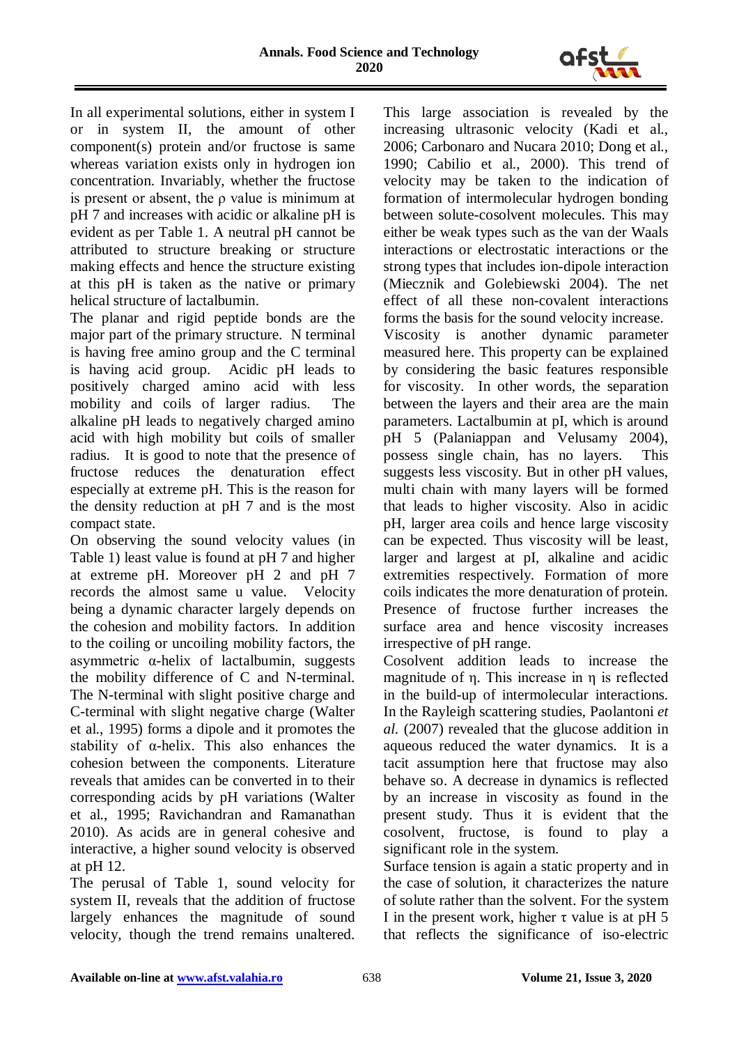In all experimental solutions, either in system I or in system II, the amount of other component(s) protein and/or fructose is same whereas variation exists only in hydrogen ion concentration. Invariably, whether the fructose is present or absent, the $\rho$ value is minimum at pH 7 and increases with acidic or alkaline pH is evident as per Table 1. A neutral pH cannot be attributed to structure breaking or structure making effects and hence the structure existing at this pH is taken as the native or primary helical structure of lactalbumin.

The planar and rigid peptide bonds are the major part of the primary structure. N terminal is having free amino group and the C terminal is having acid group. Acidic pH leads to positively charged amino acid with less mobility and coils of larger radius. The alkaline pH leads to negatively charged amino acid with high mobility but coils of smaller radius. It is good to note that the presence of fructose reduces the denaturation effect especially at extreme pH. This is the reason for the density reduction at pH 7 and is the most compact state.

On observing the sound velocity values (in Table 1) least value is found at pH 7 and higher at extreme pH. Moreover pH 2 and pH 7 records the almost same u value. Velocity being a dynamic character largely depends on the cohesion and mobility factors. In addition to the coiling or uncoiling mobility factors, the asymmetric α-helix of lactalbumin, suggests the mobility difference of C and N-terminal. The N-terminal with slight positive charge and C-terminal with slight negative charge (Walter et al., 1995) forms a dipole and it promotes the stability of α-helix. This also enhances the cohesion between the components. Literature reveals that amides can be converted in to their corresponding acids by pH variations (Walter et al., 1995; Ravichandran and Ramanathan 2010). As acids are in general cohesive and interactive, a higher sound velocity is observed at pH 12.

The perusal of Table 1, sound velocity for system II, reveals that the addition of fructose largely enhances the magnitude of sound velocity, though the trend remains unaltered. This large association is revealed by the increasing ultrasonic velocity (Kadi et al., 2006; Carbonaro and Nucara 2010; Dong et al., 1990; Cabilio et al., 2000). This trend of velocity may be taken to the indication of formation of intermolecular hydrogen bonding between solute-cosolvent molecules. This may either be weak types such as the van der Waals interactions or electrostatic interactions or the strong types that includes ion-dipole interaction (Miecznik and Golebiewski 2004). The net effect of all these non-covalent interactions forms the basis for the sound velocity increase.

Viscosity is another dynamic parameter measured here. This property can be explained by considering the basic features responsible for viscosity. In other words, the separation between the layers and their area are the main parameters. Lactalbumin at pI, which is around pH 5 (Palaniappan and Velusamy 2004), possess single chain, has no layers. This suggests less viscosity. But in other pH values, multi chain with many layers will be formed that leads to higher viscosity. Also in acidic pH, larger area coils and hence large viscosity can be expected. Thus viscosity will be least, larger and largest at pI, alkaline and acidic extremities respectively. Formation of more coils indicates the more denaturation of protein. Presence of fructose further increases the surface area and hence viscosity increases irrespective of pH range.

Cosolvent addition leads to increase the magnitude of $\eta$. This increase in $\eta$ is reflected in the build-up of intermolecular interactions. In the Rayleigh scattering studies, Paolantoni *et al.* (2007) revealed that the glucose addition in aqueous reduced the water dynamics. It is a tacit assumption here that fructose may also behave so. A decrease in dynamics is reflected by an increase in viscosity as found in the present study. Thus it is evident that the cosolvent, fructose, is found to play a significant role in the system.

Surface tension is again a static property and in the case of solution, it characterizes the nature of solute rather than the solvent. For the system I in the present work, higher $\tau$ value is at pH 5 that reflects the significance of iso-electric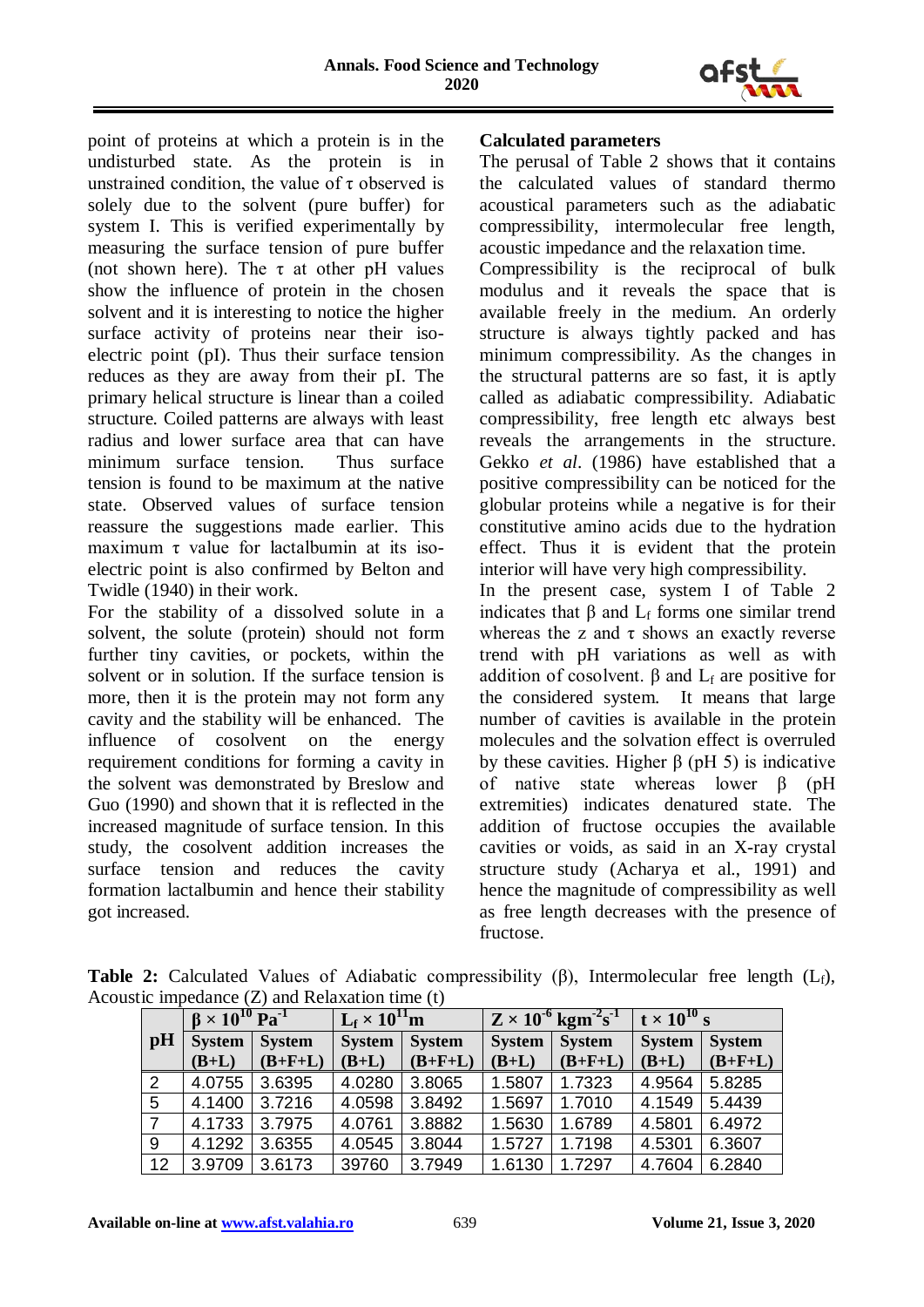point of proteins at which a protein is in the undisturbed state. As the protein is in unstrained condition, the value of $\tau$ observed is solely due to the solvent (pure buffer) for system I. This is verified experimentally by measuring the surface tension of pure buffer (not shown here). The $\tau$ at other pH values show the influence of protein in the chosen solvent and it is interesting to notice the higher surface activity of proteins near their iso-electric point (pI). Thus their surface tension reduces as they are away from their pI. The primary helical structure is linear than a coiled structure. Coiled patterns are always with least radius and lower surface area that can have minimum surface tension. Thus surface tension is found to be maximum at the native state. Observed values of surface tension reassure the suggestions made earlier. This maximum $\tau$ value for lactalbumin at its iso-electric point is also confirmed by Belton and Twidle (1940) in their work.

For the stability of a dissolved solute in a solvent, the solute (protein) should not form further tiny cavities, or pockets, within the solvent or in solution. If the surface tension is more, then it is the protein may not form any cavity and the stability will be enhanced. The influence of cosolvent on the energy requirement conditions for forming a cavity in the solvent was demonstrated by Breslow and Guo (1990) and shown that it is reflected in the increased magnitude of surface tension. In this study, the cosolvent addition increases the surface tension and reduces the cavity formation lactalbumin and hence their stability got increased.

**Calculated parameters**

The perusal of Table 2 shows that it contains the calculated values of standard thermo acoustical parameters such as the adiabatic compressibility, intermolecular free length, acoustic impedance and the relaxation time.

Compressibility is the reciprocal of bulk modulus and it reveals the space that is available freely in the medium. An orderly structure is always tightly packed and has minimum compressibility. As the changes in the structural patterns are so fast, it is aptly called as adiabatic compressibility. Adiabatic compressibility, free length etc always best reveals the arrangements in the structure. Gekko *et al*. (1986) have established that a positive compressibility can be noticed for the globular proteins while a negative is for their constitutive amino acids due to the hydration effect. Thus it is evident that the protein interior will have very high compressibility.

In the present case, system I of Table 2 indicates that $\beta$ and $L_f$ forms one similar trend whereas the z and $\tau$ shows an exactly reverse trend with pH variations as well as with addition of cosolvent. $\beta$ and $L_f$ are positive for the considered system. It means that large number of cavities is available in the protein molecules and the solvation effect is overruled by these cavities. Higher $\beta$ (pH 5) is indicative of native state whereas lower $\beta$ (pH extremities) indicates denatured state. The addition of fructose occupies the available cavities or voids, as said in an X-ray crystal structure study (Acharya et al., 1991) and hence the magnitude of compressibility as well as free length decreases with the presence of fructose.

**Table 2:** Calculated Values of Adiabatic compressibility ($\beta$), Intermolecular free length ($L_f$), Acoustic impedance (Z) and Relaxation time (t)

| pH | $\beta \times 10^{10}$ $Pa^{-1}$ | | $L_f \times 10^{11}$m | | $Z \times 10^{-6}$ $kgm^{-2}s^{-1}$ | | $t \times 10^{10}$ s | |
|---|---|---|---|---|---|---|---|---|
| | System (B+L) | System (B+F+L) | System (B+L) | System (B+F+L) | System (B+L) | System (B+F+L) | System (B+L) | System (B+F+L) |
| 2 | 4.0755 | 3.6395 | 4.0280 | 3.8065 | 1.5807 | 1.7323 | 4.9564 | 5.8285 |
| 5 | 4.1400 | 3.7216 | 4.0598 | 3.8492 | 1.5697 | 1.7010 | 4.1549 | 5.4439 |
| 7 | 4.1733 | 3.7975 | 4.0761 | 3.8882 | 1.5630 | 1.6789 | 4.5801 | 6.4972 |
| 9 | 4.1292 | 3.6355 | 4.0545 | 3.8044 | 1.5727 | 1.7198 | 4.5301 | 6.3607 |
| 12 | 3.9709 | 3.6173 | 39760 | 3.7949 | 1.6130 | 1.7297 | 4.7604 | 6.2840 |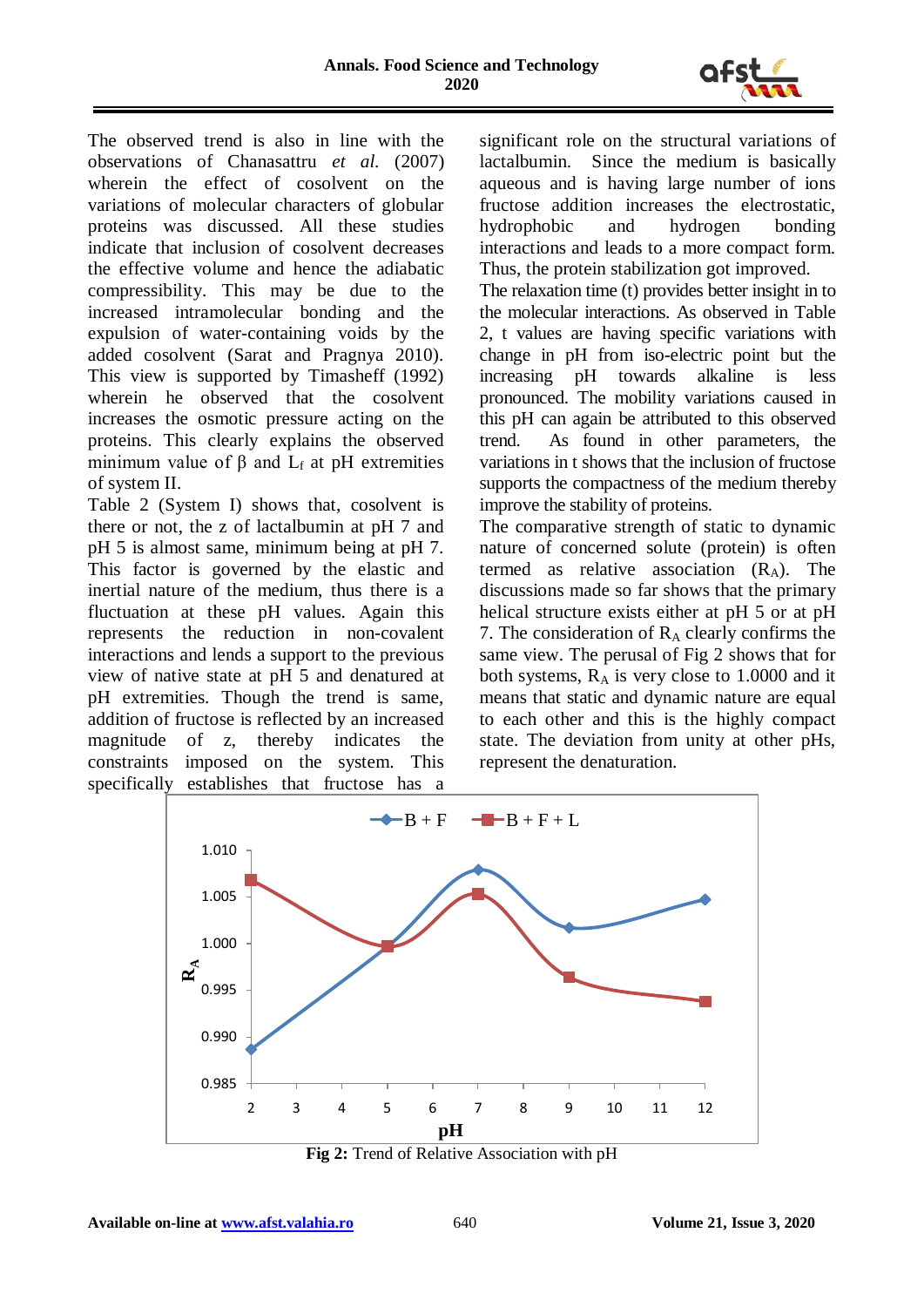The observed trend is also in line with the observations of Chanasattru *et al.* (2007) wherein the effect of cosolvent on the variations of molecular characters of globular proteins was discussed. All these studies indicate that inclusion of cosolvent decreases the effective volume and hence the adiabatic compressibility. This may be due to the increased intramolecular bonding and the expulsion of water-containing voids by the added cosolvent (Sarat and Pragnya 2010). This view is supported by Timasheff (1992) wherein he observed that the cosolvent increases the osmotic pressure acting on the proteins. This clearly explains the observed minimum value of β and $L_f$ at pH extremities of system II.

Table 2 (System I) shows that, cosolvent is there or not, the z of lactalbumin at pH 7 and pH 5 is almost same, minimum being at pH 7. This factor is governed by the elastic and inertial nature of the medium, thus there is a fluctuation at these pH values. Again this represents the reduction in non-covalent interactions and lends a support to the previous view of native state at pH 5 and denatured at pH extremities. Though the trend is same, addition of fructose is reflected by an increased magnitude of z, thereby indicates the constraints imposed on the system. This specifically establishes that fructose has a significant role on the structural variations of lactalbumin. Since the medium is basically aqueous and is having large number of ions fructose addition increases the electrostatic, hydrophobic and hydrogen bonding interactions and leads to a more compact form. Thus, the protein stabilization got improved.

The relaxation time (t) provides better insight in to the molecular interactions. As observed in Table 2, t values are having specific variations with change in pH from iso-electric point but the increasing pH towards alkaline is less pronounced. The mobility variations caused in this pH can again be attributed to this observed trend. As found in other parameters, the variations in t shows that the inclusion of fructose supports the compactness of the medium thereby improve the stability of proteins.

The comparative strength of static to dynamic nature of concerned solute (protein) is often termed as relative association ($R_A$). The discussions made so far shows that the primary helical structure exists either at pH 5 or at pH 7. The consideration of $R_A$ clearly confirms the same view. The perusal of Fig 2 shows that for both systems, $R_A$ is very close to 1.0000 and it means that static and dynamic nature are equal to each other and this is the highly compact state. The deviation from unity at other pHs, represent the denaturation.

**Fig 2:** Trend of Relative Association with pH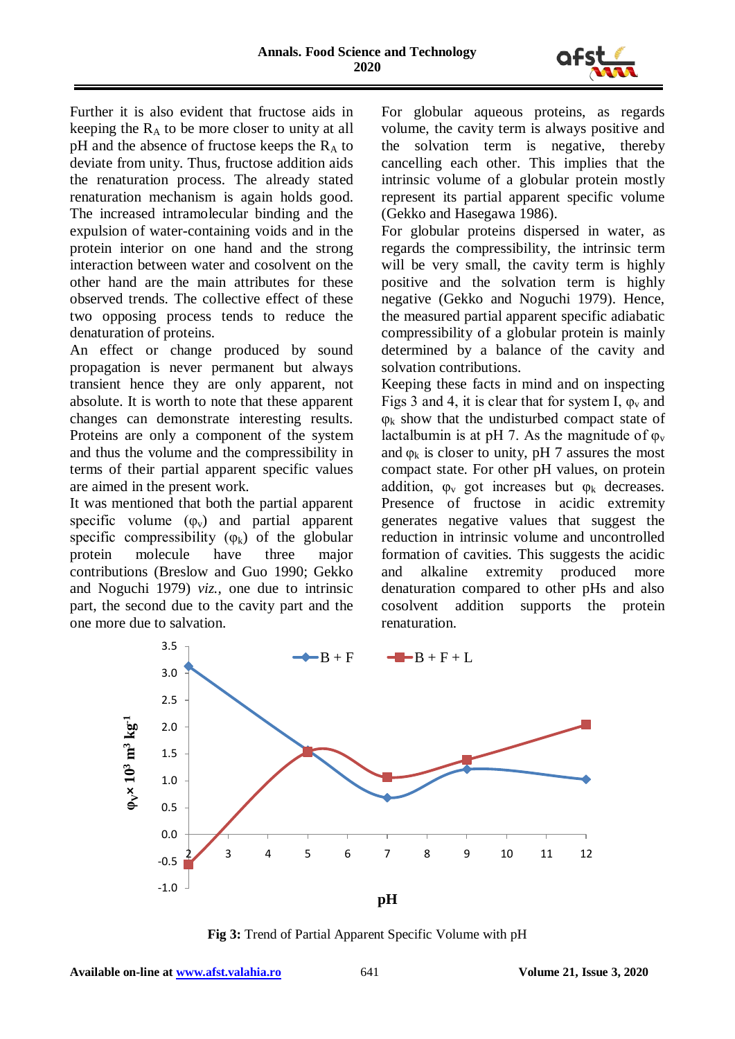Further it is also evident that fructose aids in keeping the $R_A$ to be more closer to unity at all pH and the absence of fructose keeps the $R_A$ to deviate from unity. Thus, fructose addition aids the renaturation process. The already stated renaturation mechanism is again holds good. The increased intramolecular binding and the expulsion of water-containing voids and in the protein interior on one hand and the strong interaction between water and cosolvent on the other hand are the main attributes for these observed trends. The collective effect of these two opposing process tends to reduce the denaturation of proteins.

An effect or change produced by sound propagation is never permanent but always transient hence they are only apparent, not absolute. It is worth to note that these apparent changes can demonstrate interesting results. Proteins are only a component of the system and thus the volume and the compressibility in terms of their partial apparent specific values are aimed in the present work.

It was mentioned that both the partial apparent specific volume ($\varphi_v$) and partial apparent specific compressibility ($\varphi_k$) of the globular protein molecule have three major contributions (Breslow and Guo 1990; Gekko and Noguchi 1979) *viz.,* one due to intrinsic part, the second due to the cavity part and the one more due to salvation.

For globular aqueous proteins, as regards volume, the cavity term is always positive and the solvation term is negative, thereby cancelling each other. This implies that the intrinsic volume of a globular protein mostly represent its partial apparent specific volume (Gekko and Hasegawa 1986).

For globular proteins dispersed in water, as regards the compressibility, the intrinsic term will be very small, the cavity term is highly positive and the solvation term is highly negative (Gekko and Noguchi 1979). Hence, the measured partial apparent specific adiabatic compressibility of a globular protein is mainly determined by a balance of the cavity and solvation contributions.

Keeping these facts in mind and on inspecting Figs 3 and 4, it is clear that for system I, $\varphi_v$ and $\varphi_k$ show that the undisturbed compact state of lactalbumin is at pH 7. As the magnitude of $\varphi_v$ and $\varphi_k$ is closer to unity, pH 7 assures the most compact state. For other pH values, on protein addition, $\varphi_v$ got increases but $\varphi_k$ decreases. Presence of fructose in acidic extremity generates negative values that suggest the reduction in intrinsic volume and uncontrolled formation of cavities. This suggests the acidic and alkaline extremity produced more denaturation compared to other pHs and also cosolvent addition supports the protein renaturation.

**Fig 3:** Trend of Partial Apparent Specific Volume with pH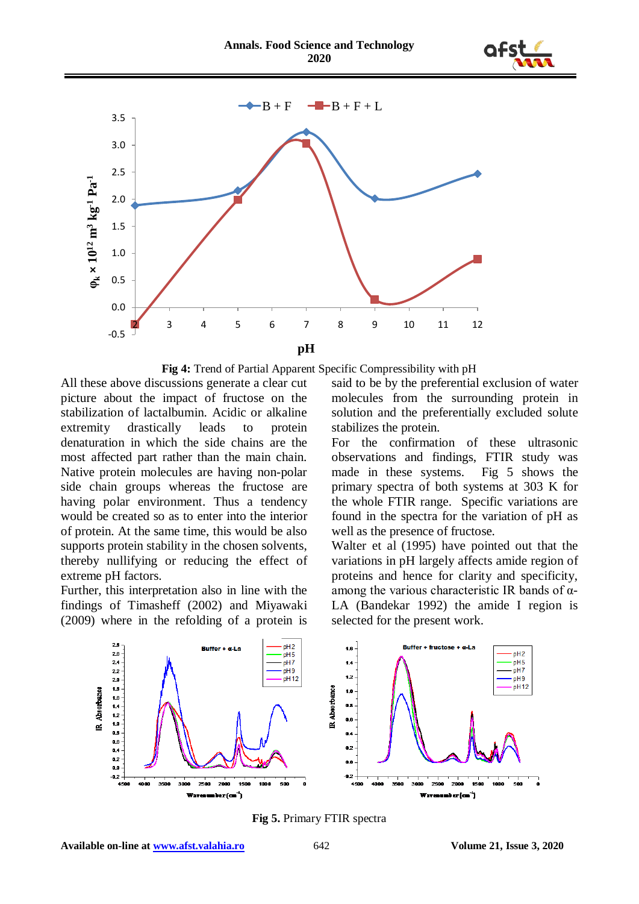**Fig 4:** Trend of Partial Apparent Specific Compressibility with pH

All these above discussions generate a clear cut picture about the impact of fructose on the stabilization of lactalbumin. Acidic or alkaline extremity drastically leads to protein denaturation in which the side chains are the most affected part rather than the main chain. Native protein molecules are having non-polar side chain groups whereas the fructose are having polar environment. Thus a tendency would be created so as to enter into the interior of protein. At the same time, this would be also supports protein stability in the chosen solvents, thereby nullifying or reducing the effect of extreme pH factors.

Further, this interpretation also in line with the findings of Timasheff (2002) and Miyawaki (2009) where in the refolding of a protein is said to be by the preferential exclusion of water molecules from the surrounding protein in solution and the preferentially excluded solute stabilizes the protein.

For the confirmation of these ultrasonic observations and findings, FTIR study was made in these systems. Fig 5 shows the primary spectra of both systems at 303 K for the whole FTIR range. Specific variations are found in the spectra for the variation of pH as well as the presence of fructose.

Walter et al (1995) have pointed out that the variations in pH largely affects amide region of proteins and hence for clarity and specificity, among the various characteristic IR bands of α-LA (Bandekar 1992) the amide I region is selected for the present work.

**Fig 5.** Primary FTIR spectra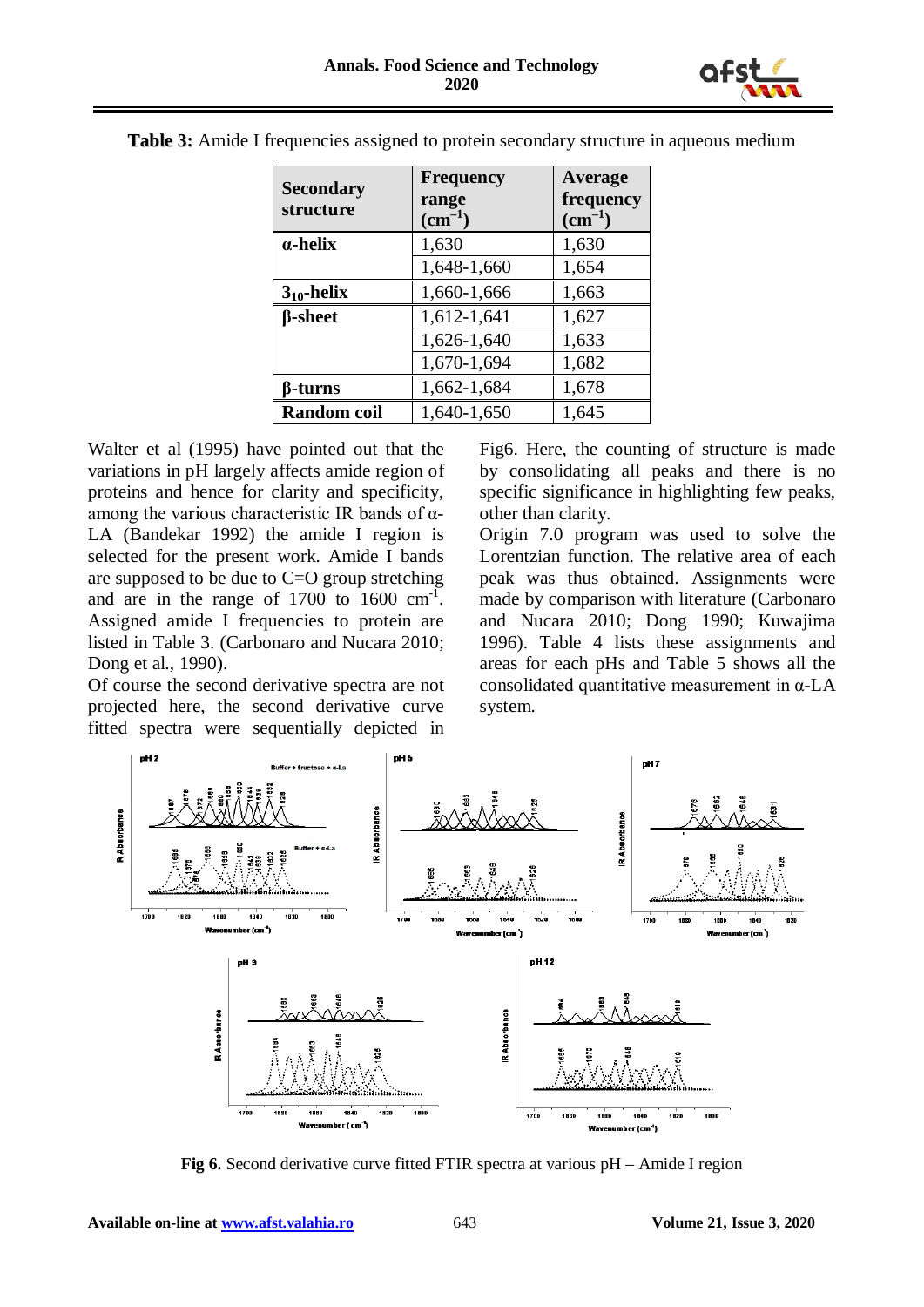**Table 3:** Amide I frequencies assigned to protein secondary structure in aqueous medium

| Secondary structure | Frequency range ($cm^{-1}$) | Average frequency ($cm^{-1}$) |
|---|---|---|
| **α-helix** | 1,630 | 1,630 |
| | 1,648-1,660 | 1,654 |
| **$3_{10}$-helix** | 1,660-1,666 | 1,663 |
| **β-sheet** | 1,612-1,641 | 1,627 |
| | 1,626-1,640 | 1,633 |
| | 1,670-1,694 | 1,682 |
| **β-turns** | 1,662-1,684 | 1,678 |
| **Random coil** | 1,640-1,650 | 1,645 |

Walter et al (1995) have pointed out that the variations in pH largely affects amide region of proteins and hence for clarity and specificity, among the various characteristic IR bands of α-LA (Bandekar 1992) the amide I region is selected for the present work. Amide I bands are supposed to be due to C=O group stretching and are in the range of 1700 to 1600 $cm^{-1}$. Assigned amide I frequencies to protein are listed in Table 3. (Carbonaro and Nucara 2010; Dong et al., 1990).

Of course the second derivative spectra are not projected here, the second derivative curve fitted spectra were sequentially depicted in Fig6. Here, the counting of structure is made by consolidating all peaks and there is no specific significance in highlighting few peaks, other than clarity.

Origin 7.0 program was used to solve the Lorentzian function. The relative area of each peak was thus obtained. Assignments were made by comparison with literature (Carbonaro and Nucara 2010; Dong 1990; Kuwajima 1996). Table 4 lists these assignments and areas for each pHs and Table 5 shows all the consolidated quantitative measurement in α-LA system.

**Fig 6.** Second derivative curve fitted FTIR spectra at various pH – Amide I region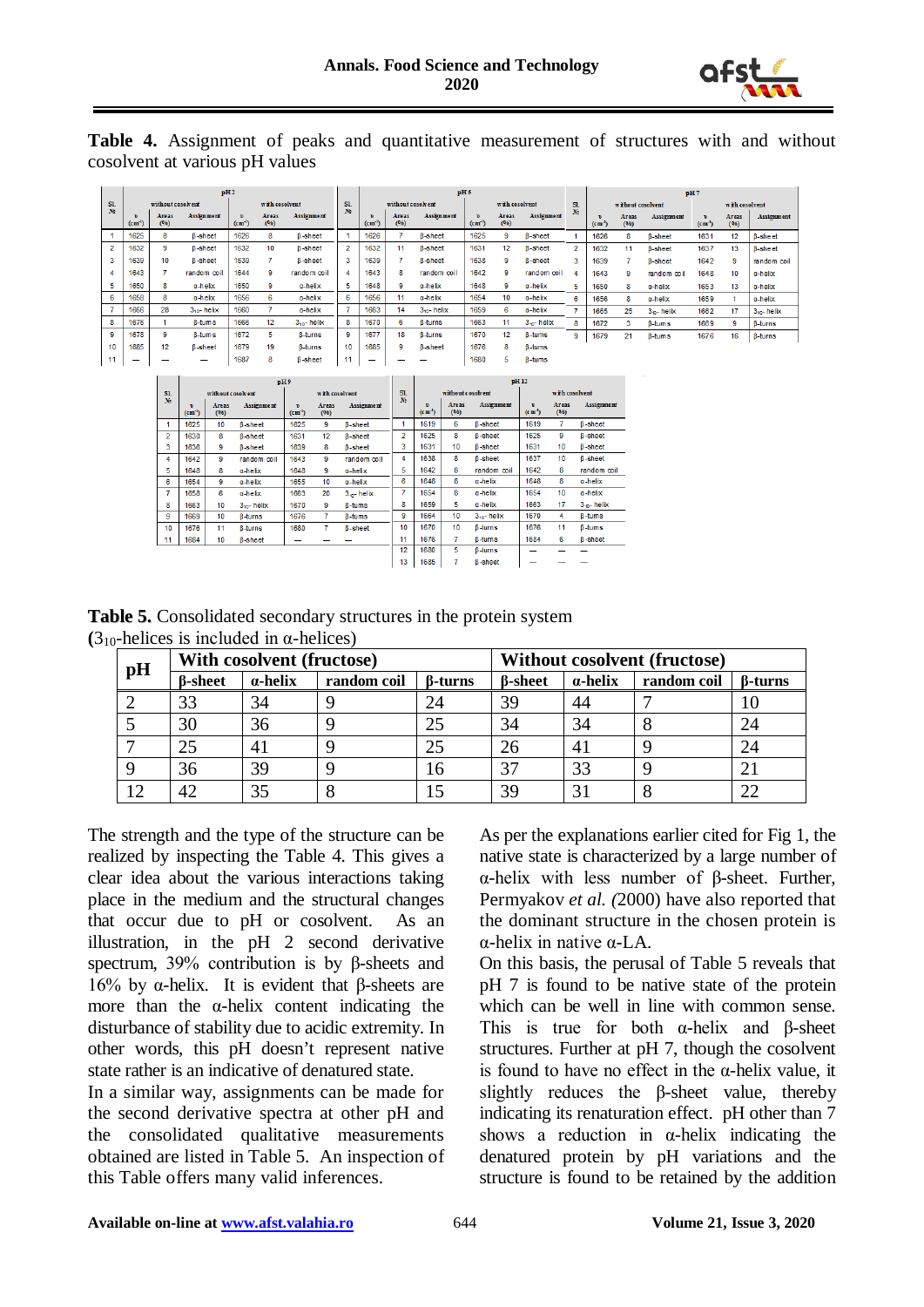**Table 4.** Assignment of peaks and quantitative measurement of structures with and without cosolvent at various pH values

pH 2

| Sl. № | without cosolvent ν (cm⁻¹) | Areas (%) | Assignment | with cosolvent ν (cm⁻¹) | Areas (%) | Assignment |
|---|---|---|---|---|---|---|
| 1 | 1625 | 8 | β-sheet | 1626 | 8 | β-sheet |
| 2 | 1632 | 9 | β-sheet | 1632 | 10 | β-sheet |
| 3 | 1639 | 10 | β-sheet | 1639 | 7 | β-sheet |
| 4 | 1643 | 7 | random coil | 1644 | 9 | random coil |
| 5 | 1650 | 8 | α-helix | 1650 | 9 | α-helix |
| 6 | 1658 | 8 | α-helix | 1656 | 6 | α-helix |
| 7 | 1666 | 28 | $3_{10}$- helix | 1660 | 7 | α-helix |
| 8 | 1676 | 1 | β-turns | 1666 | 12 | $3_{10}$- helix |
| 9 | 1678 | 9 | β-turns | 1672 | 5 | β-turns |
| 10 | 1685 | 12 | β-sheet | 1679 | 19 | β-turns |
| 11 | — | — | — | 1687 | 8 | β-sheet |

pH 5

| Sl. № | without cosolvent ν (cm⁻¹) | Areas (%) | Assignment | with cosolvent ν (cm⁻¹) | Areas (%) | Assignment |
|---|---|---|---|---|---|---|
| 1 | 1626 | 7 | β-sheet | 1625 | 9 | β-sheet |
| 2 | 1632 | 11 | β-sheet | 1631 | 12 | β-sheet |
| 3 | 1639 | 7 | β-sheet | 1638 | 9 | β-sheet |
| 4 | 1643 | 8 | random coil | 1642 | 9 | random coil |
| 5 | 1648 | 9 | α-helix | 1648 | 9 | α-helix |
| 6 | 1656 | 11 | α-helix | 1654 | 10 | α-helix |
| 7 | 1663 | 14 | $3_{10}$- helix | 1659 | 6 | α-helix |
| 8 | 1670 | 6 | β-turns | 1663 | 11 | $3_{10}$- helix |
| 9 | 1677 | 18 | β-turns | 1670 | 12 | β-turns |
| 10 | 1685 | 9 | β-sheet | 1676 | 8 | β-turns |
| 11 | — | — | — | 1680 | 5 | β-turns |

pH 7

| Sl. № | without cosolvent ν (cm⁻¹) | Areas (%) | Assignment | with cosolvent ν (cm⁻¹) | Areas (%) | Assignment |
|---|---|---|---|---|---|---|
| 1 | 1626 | 8 | β-sheet | 1631 | 12 | β-sheet |
| 2 | 1632 | 11 | β-sheet | 1637 | 13 | β-sheet |
| 3 | 1639 | 7 | β-sheet | 1642 | 9 | random coil |
| 4 | 1643 | 9 | random coil | 1648 | 10 | α-helix |
| 5 | 1650 | 8 | α-helix | 1653 | 13 | α-helix |
| 6 | 1656 | 8 | α-helix | 1659 | 1 | α-helix |
| 7 | 1665 | 25 | $3_{10}$- helix | 1662 | 17 | $3_{10}$- helix |
| 8 | 1672 | 3 | β-turns | 1669 | 9 | β-turns |
| 9 | 1679 | 21 | β-turns | 1676 | 16 | β-turns |

pH 9

| Sl. № | without cosolvent ν (cm⁻¹) | Areas (%) | Assignment | with cosolvent ν (cm⁻¹) | Areas (%) | Assignment |
|---|---|---|---|---|---|---|
| 1 | 1625 | 10 | β-sheet | 1625 | 9 | β-sheet |
| 2 | 1630 | 8 | β-sheet | 1631 | 12 | β-sheet |
| 3 | 1636 | 9 | β-sheet | 1639 | 8 | β-sheet |
| 4 | 1642 | 9 | random coil | 1643 | 9 | random coil |
| 5 | 1648 | 8 | α-helix | 1648 | 9 | α-helix |
| 6 | 1654 | 9 | α-helix | 1655 | 10 | α-helix |
| 7 | 1658 | 6 | α-helix | 1663 | 20 | $3_{10}$- helix |
| 8 | 1663 | 10 | $3_{10}$- helix | 1670 | 9 | β-turns |
| 9 | 1669 | 10 | β-turns | 1676 | 7 | β-turns |
| 10 | 1676 | 11 | β-turns | 1680 | 7 | β-sheet |
| 11 | 1684 | 10 | β-sheet | — | — | — |

pH 12

| Sl. № | without cosolvent ν (cm⁻¹) | Areas (%) | Assignment | with cosolvent ν (cm⁻¹) | Areas (%) | Assignment |
|---|---|---|---|---|---|---|
| 1 | 1619 | 6 | β-sheet | 1619 | 7 | β-sheet |
| 2 | 1625 | 8 | β-sheet | 1625 | 9 | β-sheet |
| 3 | 1631 | 10 | β-sheet | 1631 | 10 | β-sheet |
| 4 | 1638 | 8 | β-sheet | 1637 | 10 | β-sheet |
| 5 | 1642 | 8 | random coil | 1642 | 8 | random coil |
| 6 | 1646 | 8 | α-helix | 1648 | 8 | α-helix |
| 7 | 1654 | 8 | α-helix | 1654 | 10 | α-helix |
| 8 | 1659 | 5 | α-helix | 1663 | 17 | $3_{10}$- helix |
| 9 | 1664 | 10 | $3_{10}$- helix | 1670 | 4 | β-turns |
| 10 | 1670 | 10 | β-turns | 1676 | 11 | β-turns |
| 11 | 1676 | 7 | β-turns | 1684 | 6 | β-sheet |
| 12 | 1680 | 5 | β-turns | — | — | — |
| 13 | 1685 | 7 | β-sheet | — | — | — |

**Table 5.** Consolidated secondary structures in the protein system
**(**$3_{10}$-helices is included in α-helices)

| pH | With cosolvent (fructose) | | | | Without cosolvent (fructose) | | | |
|---|---|---|---|---|---|---|---|---|
| | β-sheet | α-helix | random coil | β-turns | β-sheet | α-helix | random coil | β-turns |
| 2 | 33 | 34 | 9 | 24 | 39 | 44 | 7 | 10 |
| 5 | 30 | 36 | 9 | 25 | 34 | 34 | 8 | 24 |
| 7 | 25 | 41 | 9 | 25 | 26 | 41 | 9 | 24 |
| 9 | 36 | 39 | 9 | 16 | 37 | 33 | 9 | 21 |
| 12 | 42 | 35 | 8 | 15 | 39 | 31 | 8 | 22 |

The strength and the type of the structure can be realized by inspecting the Table 4. This gives a clear idea about the various interactions taking place in the medium and the structural changes that occur due to pH or cosolvent. As an illustration, in the pH 2 second derivative spectrum, 39% contribution is by β-sheets and 16% by α-helix. It is evident that β-sheets are more than the α-helix content indicating the disturbance of stability due to acidic extremity. In other words, this pH doesn't represent native state rather is an indicative of denatured state.

In a similar way, assignments can be made for the second derivative spectra at other pH and the consolidated qualitative measurements obtained are listed in Table 5. An inspection of this Table offers many valid inferences.

As per the explanations earlier cited for Fig 1, the native state is characterized by a large number of α-helix with less number of β-sheet. Further, Permyakov *et al. (*2000) have also reported that the dominant structure in the chosen protein is α-helix in native α-LA.

On this basis, the perusal of Table 5 reveals that pH 7 is found to be native state of the protein which can be well in line with common sense. This is true for both α-helix and β-sheet structures. Further at pH 7, though the cosolvent is found to have no effect in the α-helix value, it slightly reduces the β-sheet value, thereby indicating its renaturation effect. pH other than 7 shows a reduction in α-helix indicating the denatured protein by pH variations and the structure is found to be retained by the addition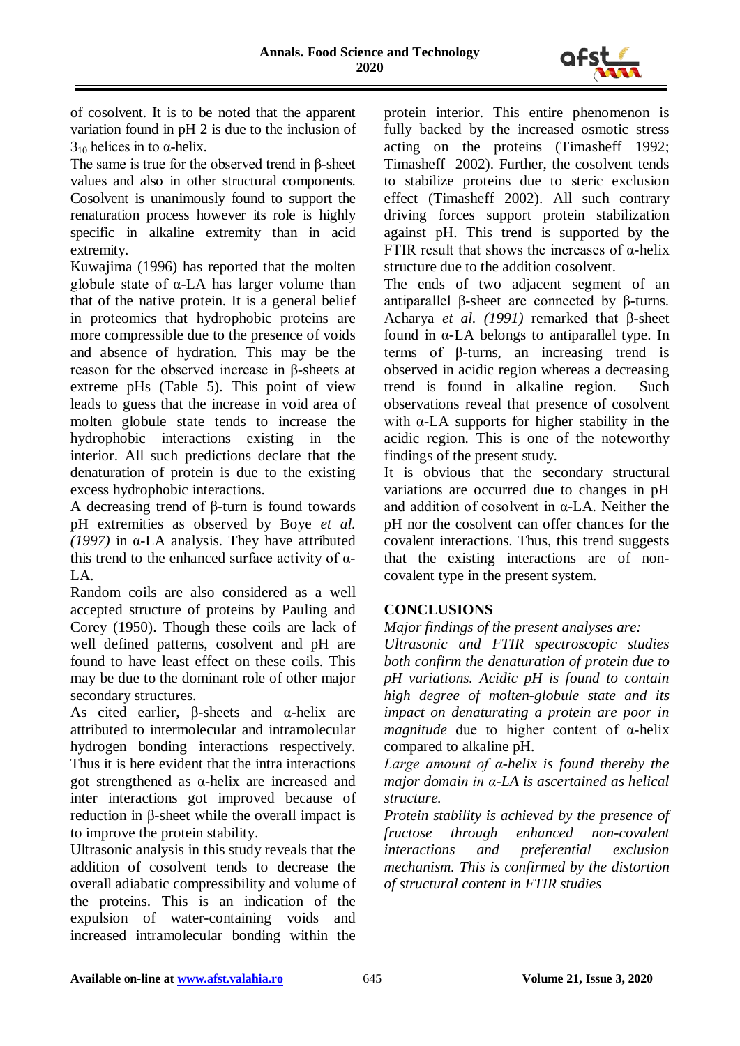of cosolvent. It is to be noted that the apparent variation found in pH 2 is due to the inclusion of $3_{10}$ helices in to α-helix.

The same is true for the observed trend in β-sheet values and also in other structural components. Cosolvent is unanimously found to support the renaturation process however its role is highly specific in alkaline extremity than in acid extremity.

Kuwajima (1996) has reported that the molten globule state of α-LA has larger volume than that of the native protein. It is a general belief in proteomics that hydrophobic proteins are more compressible due to the presence of voids and absence of hydration. This may be the reason for the observed increase in β-sheets at extreme pHs (Table 5). This point of view leads to guess that the increase in void area of molten globule state tends to increase the hydrophobic interactions existing in the interior. All such predictions declare that the denaturation of protein is due to the existing excess hydrophobic interactions.

A decreasing trend of β-turn is found towards pH extremities as observed by Boye *et al. (1997)* in α-LA analysis. They have attributed this trend to the enhanced surface activity of α-LA.

Random coils are also considered as a well accepted structure of proteins by Pauling and Corey (1950). Though these coils are lack of well defined patterns, cosolvent and pH are found to have least effect on these coils. This may be due to the dominant role of other major secondary structures.

As cited earlier, β-sheets and α-helix are attributed to intermolecular and intramolecular hydrogen bonding interactions respectively. Thus it is here evident that the intra interactions got strengthened as α-helix are increased and inter interactions got improved because of reduction in β-sheet while the overall impact is to improve the protein stability.

Ultrasonic analysis in this study reveals that the addition of cosolvent tends to decrease the overall adiabatic compressibility and volume of the proteins. This is an indication of the expulsion of water-containing voids and increased intramolecular bonding within the protein interior. This entire phenomenon is fully backed by the increased osmotic stress acting on the proteins (Timasheff 1992; Timasheff 2002). Further, the cosolvent tends to stabilize proteins due to steric exclusion effect (Timasheff 2002). All such contrary driving forces support protein stabilization against pH. This trend is supported by the FTIR result that shows the increases of α-helix structure due to the addition cosolvent.

The ends of two adjacent segment of an antiparallel β-sheet are connected by β-turns. Acharya *et al. (1991)* remarked that β-sheet found in α-LA belongs to antiparallel type. In terms of β-turns, an increasing trend is observed in acidic region whereas a decreasing trend is found in alkaline region. Such observations reveal that presence of cosolvent with α-LA supports for higher stability in the acidic region. This is one of the noteworthy findings of the present study.

It is obvious that the secondary structural variations are occurred due to changes in pH and addition of cosolvent in α-LA. Neither the pH nor the cosolvent can offer chances for the covalent interactions. Thus, this trend suggests that the existing interactions are of non-covalent type in the present system.

## CONCLUSIONS

*Major findings of the present analyses are:*

*Ultrasonic and FTIR spectroscopic studies both confirm the denaturation of protein due to pH variations. Acidic pH is found to contain high degree of molten-globule state and its impact on denaturating a protein are poor in magnitude due to higher content of α-helix compared to alkaline pH.*

*Large amount of α-helix is found thereby the major domain in α-LA is ascertained as helical structure.*

*Protein stability is achieved by the presence of fructose through enhanced non-covalent interactions and preferential exclusion mechanism. This is confirmed by the distortion of structural content in FTIR studies*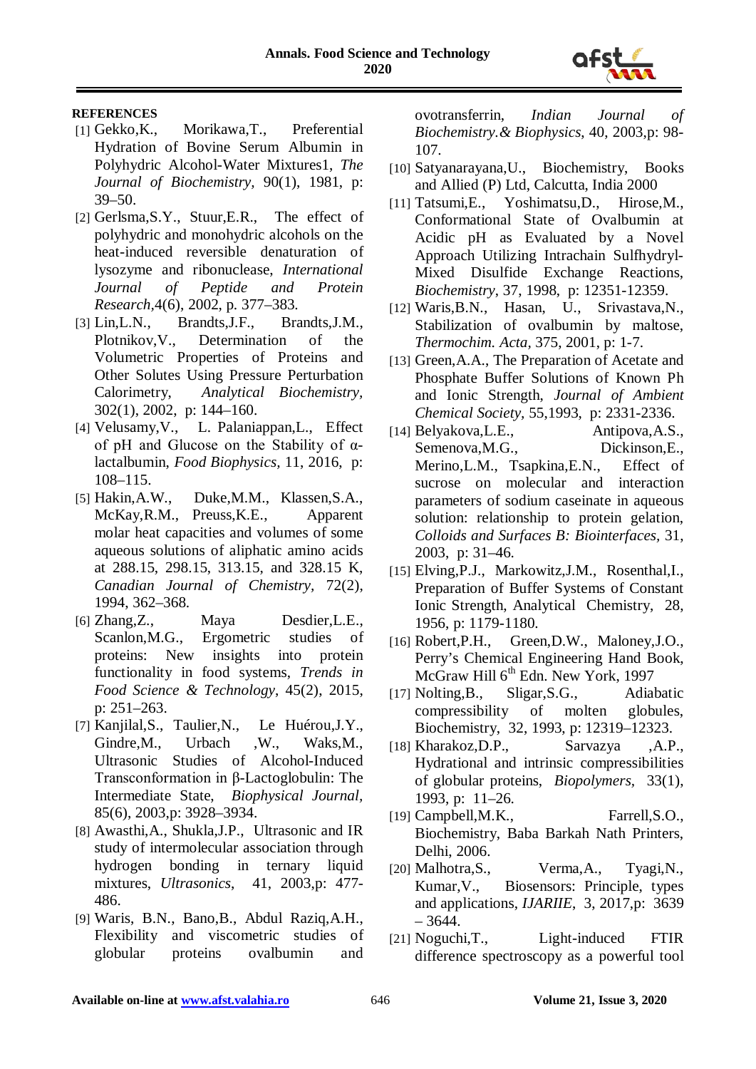**REFERENCES**

[1] Gekko,K., Morikawa,T., Preferential Hydration of Bovine Serum Albumin in Polyhydric Alcohol-Water Mixtures1, *The Journal of Biochemistry*, 90(1), 1981, p: 39–50.

[2] Gerlsma,S.Y., Stuur,E.R., The effect of polyhydric and monohydric alcohols on the heat-induced reversible denaturation of lysozyme and ribonuclease, *International Journal of Peptide and Protein Research*,4(6), 2002, p. 377–383.

[3] Lin,L.N., Brandts,J.F., Brandts,J.M., Plotnikov,V., Determination of the Volumetric Properties of Proteins and Other Solutes Using Pressure Perturbation Calorimetry, *Analytical Biochemistry*, 302(1), 2002, p: 144–160.

[4] Velusamy,V., L. Palaniappan,L., Effect of pH and Glucose on the Stability of α-lactalbumin, *Food Biophysics*, 11, 2016, p: 108–115.

[5] Hakin,A.W., Duke,M.M., Klassen,S.A., McKay,R.M., Preuss,K.E., Apparent molar heat capacities and volumes of some aqueous solutions of aliphatic amino acids at 288.15, 298.15, 313.15, and 328.15 K, *Canadian Journal of Chemistry*, 72(2), 1994, 362–368.

[6] Zhang,Z., Maya Desdier,L.E., Scanlon,M.G., Ergometric studies of proteins: New insights into protein functionality in food systems, *Trends in Food Science & Technology*, 45(2), 2015, p: 251–263.

[7] Kanjilal,S., Taulier,N., Le Huérou,J.Y., Gindre,M., Urbach ,W., Waks,M., Ultrasonic Studies of Alcohol-Induced Transconformation in β-Lactoglobulin: The Intermediate State, *Biophysical Journal*, 85(6), 2003,p: 3928–3934.

[8] Awasthi,A., Shukla,J.P., Ultrasonic and IR study of intermolecular association through hydrogen bonding in ternary liquid mixtures, *Ultrasonics*, 41, 2003,p: 477-486.

[9] Waris, B.N., Bano,B., Abdul Raziq,A.H., Flexibility and viscometric studies of globular proteins ovalbumin and ovotransferrin, *Indian Journal of Biochemistry.& Biophysics*, 40, 2003,p: 98-107.

[10] Satyanarayana,U., Biochemistry, Books and Allied (P) Ltd, Calcutta, India 2000

[11] Tatsumi,E., Yoshimatsu,D., Hirose,M., Conformational State of Ovalbumin at Acidic pH as Evaluated by a Novel Approach Utilizing Intrachain Sulfhydryl-Mixed Disulfide Exchange Reactions, *Biochemistry*, 37, 1998, p: 12351-12359.

[12] Waris,B.N., Hasan, U., Srivastava,N., Stabilization of ovalbumin by maltose, *Thermochim. Acta*, 375, 2001, p: 1-7.

[13] Green,A.A., The Preparation of Acetate and Phosphate Buffer Solutions of Known Ph and Ionic Strength, *Journal of Ambient Chemical Society*, 55,1993, p: 2331-2336.

[14] Belyakova,L.E., Antipova,A.S., Semenova,M.G., Dickinson,E., Merino,L.M., Tsapkina,E.N., Effect of sucrose on molecular and interaction parameters of sodium caseinate in aqueous solution: relationship to protein gelation, *Colloids and Surfaces B: Biointerfaces*, 31, 2003, p: 31–46.

[15] Elving,P.J., Markowitz,J.M., Rosenthal,I., Preparation of Buffer Systems of Constant Ionic Strength, Analytical Chemistry, 28, 1956, p: 1179-1180.

[16] Robert,P.H., Green,D.W., Maloney,J.O., Perry's Chemical Engineering Hand Book, McGraw Hill 6th Edn. New York, 1997

[17] Nolting,B., Sligar,S.G., Adiabatic compressibility of molten globules, Biochemistry, 32, 1993, p: 12319–12323.

[18] Kharakoz,D.P., Sarvazya ,A.P., Hydrational and intrinsic compressibilities of globular proteins, *Biopolymers*, 33(1), 1993, p: 11–26.

[19] Campbell,M.K., Farrell,S.O., Biochemistry, Baba Barkah Nath Printers, Delhi, 2006.

[20] Malhotra,S., Verma,A., Tyagi,N., Kumar,V., Biosensors: Principle, types and applications, *IJARIIE*, 3, 2017,p: 3639 – 3644.

[21] Noguchi,T., Light-induced FTIR difference spectroscopy as a powerful tool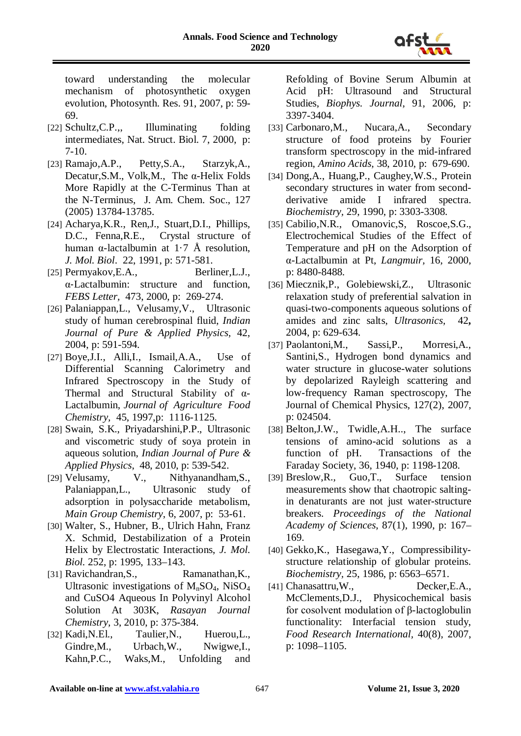toward understanding the molecular mechanism of photosynthetic oxygen evolution, Photosynth. Res. 91, 2007, p: 59-69.

[22] Schultz,C.P.,, Illuminating folding intermediates, Nat. Struct. Biol. 7, 2000, p: 7-10.

[23] Ramajo,A.P., Petty,S.A., Starzyk,A., Decatur,S.M., Volk,M., The α-Helix Folds More Rapidly at the C-Terminus Than at the N-Terminus, J. Am. Chem. Soc., 127 (2005) 13784-13785.

[24] Acharya,K.R., Ren,J., Stuart,D.I., Phillips, D.C., Fenna,R.E., Crystal structure of human α-lactalbumin at 1·7 Å resolution, *J. Mol. Biol*. 22, 1991, p: 571-581.

[25] Permyakov,E.A., Berliner,L.J., α-Lactalbumin: structure and function, *FEBS Letter*, 473, 2000, p: 269-274.

[26] Palaniappan,L., Velusamy,V., Ultrasonic study of human cerebrospinal fluid, *Indian Journal of Pure & Applied Physics*, 42, 2004, p: 591-594.

[27] Boye,J.I., Alli,I., Ismail,A.A., Use of Differential Scanning Calorimetry and Infrared Spectroscopy in the Study of Thermal and Structural Stability of α-Lactalbumin, *Journal of Agriculture Food Chemistry*, 45, 1997,p: 1116-1125.

[28] Swain, S.K., Priyadarshini,P.P., Ultrasonic and viscometric study of soya protein in aqueous solution, *Indian Journal of Pure & Applied Physics*, 48, 2010, p: 539-542.

[29] Velusamy, V., Nithyanandham,S., Palaniappan,L., Ultrasonic study of adsorption in polysaccharide metabolism, *Main Group Chemistry*, 6, 2007, p: 53-61.

[30] Walter, S., Hubner, B., Ulrich Hahn, Franz X. Schmid, Destabilization of a Protein Helix by Electrostatic Interactions, *J. Mol. Biol.* 252, p: 1995, 133–143.

[31] Ravichandran,S., Ramanathan,K., Ultrasonic investigations of $M_nSO_4$, $NiSO_4$ and CuSO4 Aqueous In Polyvinyl Alcohol Solution At 303K, *Rasayan Journal Chemistry*, 3, 2010, p: 375-384.

[32] Kadi,N.El., Taulier,N., Huerou,L., Gindre,M., Urbach,W., Nwigwe,I., Kahn,P.C., Waks,M., Unfolding and Refolding of Bovine Serum Albumin at Acid pH: Ultrasound and Structural Studies, *Biophys. Journal*, 91, 2006, p: 3397-3404.

[33] Carbonaro,M., Nucara,A., Secondary structure of food proteins by Fourier transform spectroscopy in the mid-infrared region, *Amino Acids*, 38, 2010, p: 679-690.

[34] Dong,A., Huang,P., Caughey,W.S., Protein secondary structures in water from second-derivative amide I infrared spectra. *Biochemistry*, 29, 1990, p: 3303-3308.

[35] Cabilio,N.R., Omanovic,S, Roscoe,S.G., Electrochemical Studies of the Effect of Temperature and pH on the Adsorption of α-Lactalbumin at Pt, *Langmuir*, 16, 2000, p: 8480-8488.

[36] Miecznik,P., Golebiewski,Z., Ultrasonic relaxation study of preferential salvation in quasi-two-components aqueous solutions of amides and zinc salts, *Ultrasonics*, 42**,** 2004, p: 629-634.

[37] Paolantoni,M., Sassi,P., Morresi,A., Santini,S., Hydrogen bond dynamics and water structure in glucose-water solutions by depolarized Rayleigh scattering and low-frequency Raman spectroscopy, The Journal of Chemical Physics, 127(2), 2007, p: 024504.

[38] Belton,J.W., Twidle,A.H.., The surface tensions of amino-acid solutions as a function of pH. Transactions of the Faraday Society, 36, 1940, p: 1198-1208.

[39] Breslow,R., Guo,T., Surface tension measurements show that chaotropic salting-in denaturants are not just water-structure breakers. *Proceedings of the National Academy of Sciences*, 87(1), 1990, p: 167–169.

[40] Gekko,K., Hasegawa,Y., Compressibility-structure relationship of globular proteins. *Biochemistry*, 25, 1986, p: 6563–6571.

[41] Chanasattru,W., Decker,E.A., McClements,D.J., Physicochemical basis for cosolvent modulation of β-lactoglobulin functionality: Interfacial tension study, *Food Research International*, 40(8), 2007, p: 1098–1105.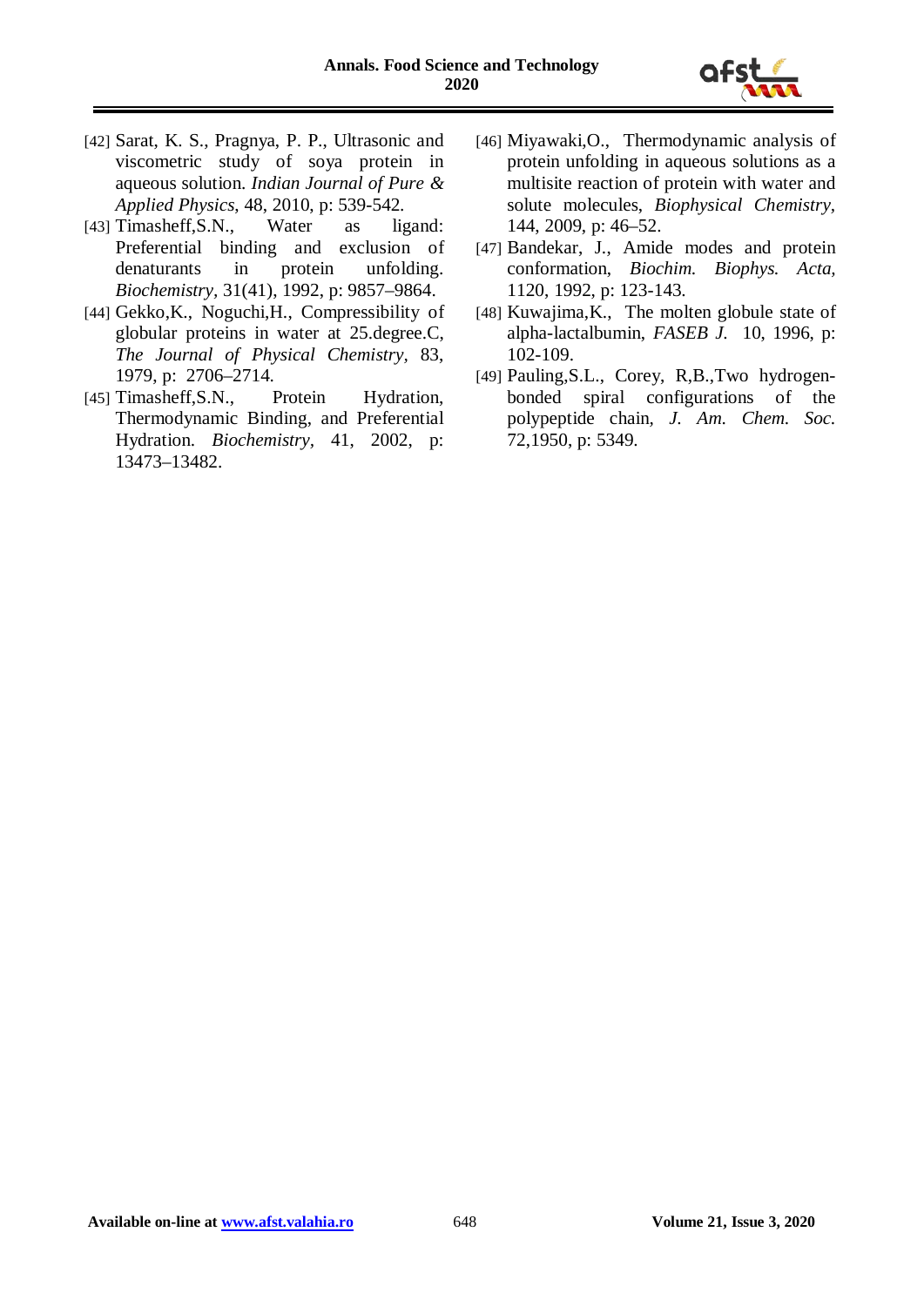[42] Sarat, K. S., Pragnya, P. P., Ultrasonic and viscometric study of soya protein in aqueous solution. *Indian Journal of Pure & Applied Physics*, 48, 2010, p: 539-542.

[43] Timasheff,S.N., Water as ligand: Preferential binding and exclusion of denaturants in protein unfolding. *Biochemistry*, 31(41), 1992, p: 9857–9864.

[44] Gekko,K., Noguchi,H., Compressibility of globular proteins in water at 25.degree.C, *The Journal of Physical Chemistry*, 83, 1979, p: 2706–2714.

[45] Timasheff,S.N., Protein Hydration, Thermodynamic Binding, and Preferential Hydration. *Biochemistry*, 41, 2002, p: 13473–13482.

[46] Miyawaki,O., Thermodynamic analysis of protein unfolding in aqueous solutions as a multisite reaction of protein with water and solute molecules, *Biophysical Chemistry*, 144, 2009, p: 46–52.

[47] Bandekar, J., Amide modes and protein conformation, *Biochim. Biophys. Acta*, 1120, 1992, p: 123-143.

[48] Kuwajima,K., The molten globule state of alpha-lactalbumin, *FASEB J.* 10, 1996, p: 102-109.

[49] Pauling,S.L., Corey, R,B.,Two hydrogen-bonded spiral configurations of the polypeptide chain, *J. Am. Chem. Soc.* 72,1950, p: 5349.